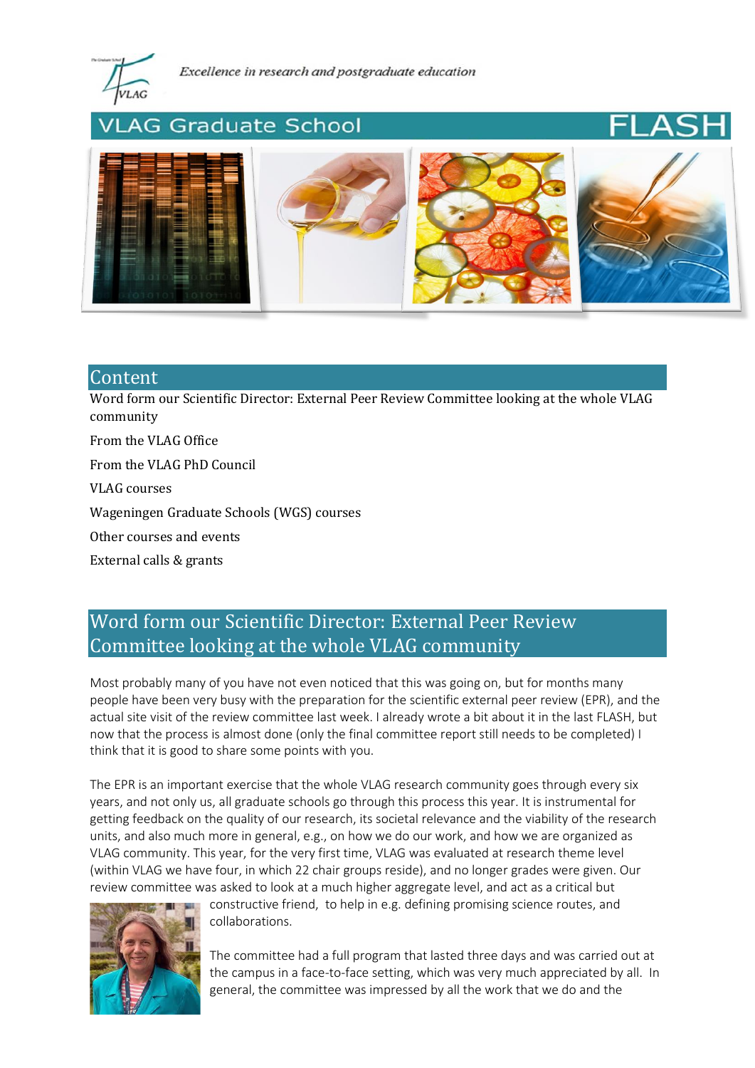*Excellence in research and postgraduate education*

# VLAG Graduate School FLASH

## Content

Word form our Scientific Director: External Peer Review Committee looking at the whole VLAG community

From the VLAG Office

From the VLAG PhD Council

VLAG courses

Wageningen Graduate Schools (WGS) courses

Other courses and events

External calls & grants

## Word form our Scientific Director: External Peer Review Committee looking at the whole VLAG community

Most probably many of you have not even noticed that this was going on, but for months many people have been very busy with the preparation for the scientific external peer review (EPR), and the actual site visit of the review committee last week. I already wrote a bit about it in the last FLASH, but now that the process is almost done (only the final committee report still needs to be completed) I think that it is good to share some points with you.

The EPR is an important exercise that the whole VLAG research community goes through every six years, and not only us, all graduate schools go through this process this year. It is instrumental for getting feedback on the quality of our research, its societal relevance and the viability of the research units, and also much more in general, e.g., on how we do our work, and how we are organized as VLAG community. This year, for the very first time, VLAG was evaluated at research theme level (within VLAG we have four, in which 22 chair groups reside), and no longer grades were given. Our review committee was asked to look at a much higher aggregate level, and act as a critical but constructive friend, to help in e.g. defining promising science routes, and collaborations.

The committee had a full program that lasted three days and was carried out at the campus in a face-to-face setting, which was very much appreciated by all. In general, the committee was impressed by all the work that we do and the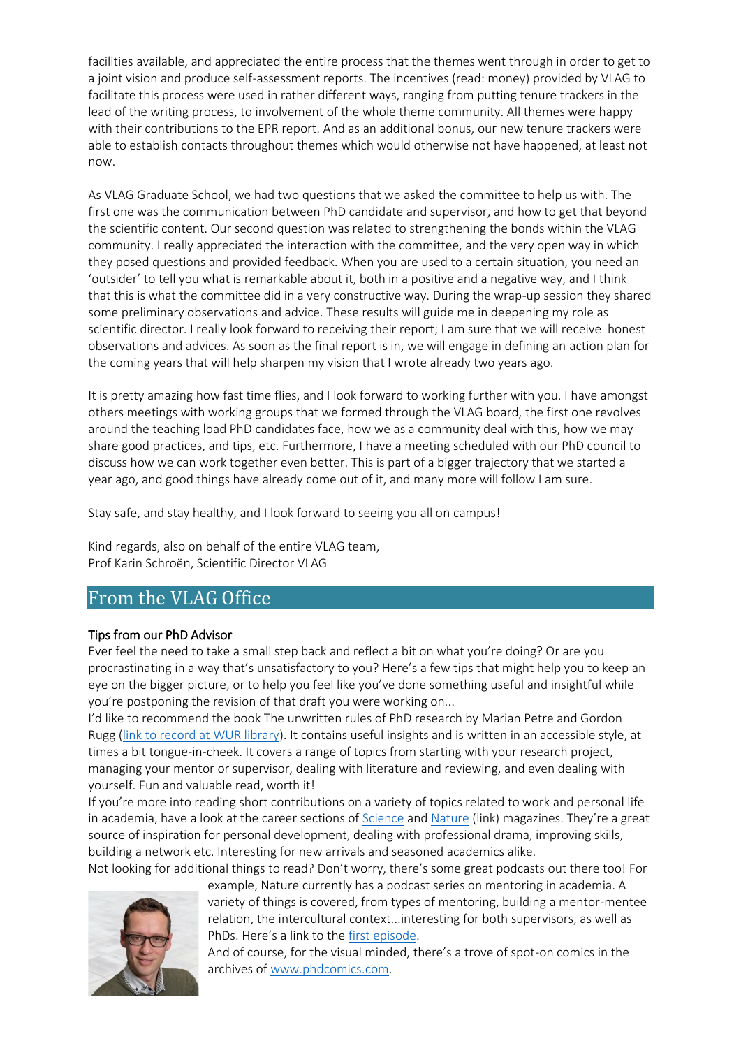facilities available, and appreciated the entire process that the themes went through in order to get to a joint vision and produce self-assessment reports. The incentives (read: money) provided by VLAG to facilitate this process were used in rather different ways, ranging from putting tenure trackers in the lead of the writing process, to involvement of the whole theme community. All themes were happy with their contributions to the EPR report. And as an additional bonus, our new tenure trackers were able to establish contacts throughout themes which would otherwise not have happened, at least not now.

As VLAG Graduate School, we had two questions that we asked the committee to help us with. The first one was the communication between PhD candidate and supervisor, and how to get that beyond the scientific content. Our second question was related to strengthening the bonds within the VLAG community. I really appreciated the interaction with the committee, and the very open way in which they posed questions and provided feedback. When you are used to a certain situation, you need an 'outsider' to tell you what is remarkable about it, both in a positive and a negative way, and I think that this is what the committee did in a very constructive way. During the wrap-up session they shared some preliminary observations and advice. These results will guide me in deepening my role as scientific director. I really look forward to receiving their report; I am sure that we will receive honest observations and advices. As soon as the final report is in, we will engage in defining an action plan for the coming years that will help sharpen my vision that I wrote already two years ago.

It is pretty amazing how fast time flies, and I look forward to working further with you. I have amongst others meetings with working groups that we formed through the VLAG board, the first one revolves around the teaching load PhD candidates face, how we as a community deal with this, how we may share good practices, and tips, etc. Furthermore, I have a meeting scheduled with our PhD council to discuss how we can work together even better. This is part of a bigger trajectory that we started a year ago, and good things have already come out of it, and many more will follow I am sure.

Stay safe, and stay healthy, and I look forward to seeing you all on campus!

Kind regards, also on behalf of the entire VLAG team,
Prof Karin Schroën, Scientific Director VLAG

## From the VLAG Office

### Tips from our PhD Advisor

Ever feel the need to take a small step back and reflect a bit on what you're doing? Or are you procrastinating in a way that's unsatisfactory to you? Here's a few tips that might help you to keep an eye on the bigger picture, or to help you feel like you've done something useful and insightful while you're postponing the revision of that draft you were working on...

I'd like to recommend the book The unwritten rules of PhD research by Marian Petre and Gordon Rugg (link to record at WUR library). It contains useful insights and is written in an accessible style, at times a bit tongue-in-cheek. It covers a range of topics from starting with your research project, managing your mentor or supervisor, dealing with literature and reviewing, and even dealing with yourself. Fun and valuable read, worth it!

If you're more into reading short contributions on a variety of topics related to work and personal life in academia, have a look at the career sections of Science and Nature (link) magazines. They're a great source of inspiration for personal development, dealing with professional drama, improving skills, building a network etc. Interesting for new arrivals and seasoned academics alike.

Not looking for additional things to read? Don't worry, there's some great podcasts out there too! For example, Nature currently has a podcast series on mentoring in academia. A variety of things is covered, from types of mentoring, building a mentor-mentee relation, the intercultural context...interesting for both supervisors, as well as PhDs. Here's a link to the first episode.

And of course, for the visual minded, there's a trove of spot-on comics in the archives of www.phdcomics.com.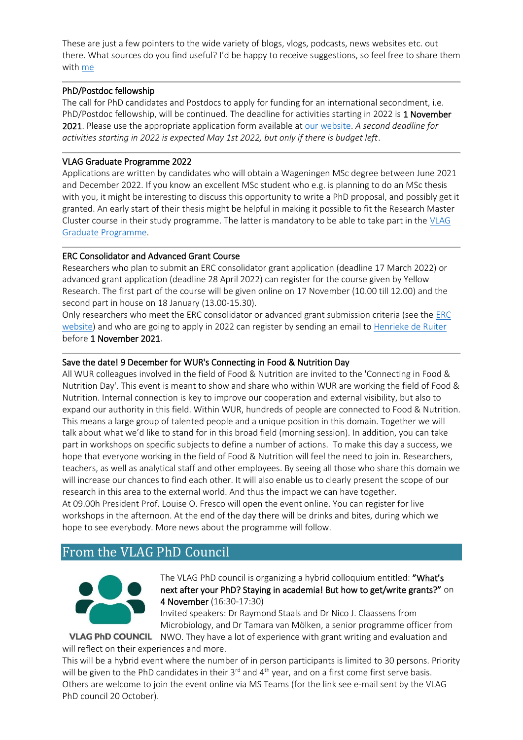These are just a few pointers to the wide variety of blogs, vlogs, podcasts, news websites etc. out there. What sources do you find useful? I'd be happy to receive suggestions, so feel free to share them with me

---

### PhD/Postdoc fellowship

The call for PhD candidates and Postdocs to apply for funding for an international secondment, i.e. PhD/Postdoc fellowship, will be continued. The deadline for activities starting in 2022 is **1 November 2021**. Please use the appropriate application form available at our website. *A second deadline for activities starting in 2022 is expected May 1st 2022, but only if there is budget left*.

---

### VLAG Graduate Programme 2022

Applications are written by candidates who will obtain a Wageningen MSc degree between June 2021 and December 2022. If you know an excellent MSc student who e.g. is planning to do an MSc thesis with you, it might be interesting to discuss this opportunity to write a PhD proposal, and possibly get it granted. An early start of their thesis might be helpful in making it possible to fit the Research Master Cluster course in their study programme. The latter is mandatory to be able to take part in the VLAG Graduate Programme.

---

### ERC Consolidator and Advanced Grant Course

Researchers who plan to submit an ERC consolidator grant application (deadline 17 March 2022) or advanced grant application (deadline 28 April 2022) can register for the course given by Yellow Research. The first part of the course will be given online on 17 November (10.00 till 12.00) and the second part in house on 18 January (13.00-15.30).

Only researchers who meet the ERC consolidator or advanced grant submission criteria (see the ERC website) and who are going to apply in 2022 can register by sending an email to Henrieke de Ruiter before **1 November 2021**.

---

### Save the date! 9 December for WUR's Connecting in Food & Nutrition Day

All WUR colleagues involved in the field of Food & Nutrition are invited to the 'Connecting in Food & Nutrition Day'. This event is meant to show and share who within WUR are working the field of Food & Nutrition. Internal connection is key to improve our cooperation and external visibility, but also to expand our authority in this field. Within WUR, hundreds of people are connected to Food & Nutrition. This means a large group of talented people and a unique position in this domain. Together we will talk about what we'd like to stand for in this broad field (morning session). In addition, you can take part in workshops on specific subjects to define a number of actions. To make this day a success, we hope that everyone working in the field of Food & Nutrition will feel the need to join in. Researchers, teachers, as well as analytical staff and other employees. By seeing all those who share this domain we will increase our chances to find each other. It will also enable us to clearly present the scope of our research in this area to the external world. And thus the impact we can have together.

At 09.00h President Prof. Louise O. Fresco will open the event online. You can register for live workshops in the afternoon. At the end of the day there will be drinks and bites, during which we hope to see everybody. More news about the programme will follow.

## From the VLAG PhD Council

VLAG PhD COUNCIL

The VLAG PhD council is organizing a hybrid colloquium entitled: **"What's next after your PhD? Staying in academia! But how to get/write grants?"** on **4 November** (16:30-17:30)

Invited speakers: Dr Raymond Staals and Dr Nico J. Claassens from Microbiology, and Dr Tamara van Mölken, a senior programme officer from NWO. They have a lot of experience with grant writing and evaluation and will reflect on their experiences and more.

This will be a hybrid event where the number of in person participants is limited to 30 persons. Priority will be given to the PhD candidates in their 3rd and 4th year, and on a first come first serve basis. Others are welcome to join the event online via MS Teams (for the link see e-mail sent by the VLAG PhD council 20 October).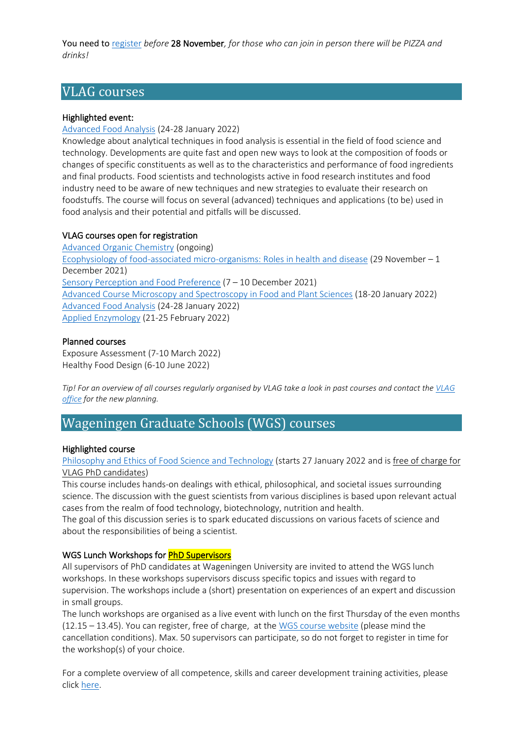You need to register *before* 28 November*, for those who can join in person there will be PIZZA and drinks!*

## VLAG courses

### Highlighted event:

Advanced Food Analysis (24-28 January 2022)

Knowledge about analytical techniques in food analysis is essential in the field of food science and technology. Developments are quite fast and open new ways to look at the composition of foods or changes of specific constituents as well as to the characteristics and performance of food ingredients and final products. Food scientists and technologists active in food research institutes and food industry need to be aware of new techniques and new strategies to evaluate their research on foodstuffs. The course will focus on several (advanced) techniques and applications (to be) used in food analysis and their potential and pitfalls will be discussed.

### VLAG courses open for registration

Advanced Organic Chemistry (ongoing)
Ecophysiology of food-associated micro-organisms: Roles in health and disease (29 November – 1 December 2021)
Sensory Perception and Food Preference (7 – 10 December 2021)
Advanced Course Microscopy and Spectroscopy in Food and Plant Sciences (18-20 January 2022)
Advanced Food Analysis (24-28 January 2022)
Applied Enzymology (21-25 February 2022)

### Planned courses

Exposure Assessment (7-10 March 2022)
Healthy Food Design (6-10 June 2022)

*Tip! For an overview of all courses regularly organised by VLAG take a look in past courses and contact the VLAG office for the new planning.*

## Wageningen Graduate Schools (WGS) courses

### Highlighted course

Philosophy and Ethics of Food Science and Technology (starts 27 January 2022 and is free of charge for VLAG PhD candidates)

This course includes hands-on dealings with ethical, philosophical, and societal issues surrounding science. The discussion with the guest scientists from various disciplines is based upon relevant actual cases from the realm of food technology, biotechnology, nutrition and health.
The goal of this discussion series is to spark educated discussions on various facets of science and about the responsibilities of being a scientist.

### WGS Lunch Workshops for PhD Supervisors

All supervisors of PhD candidates at Wageningen University are invited to attend the WGS lunch workshops. In these workshops supervisors discuss specific topics and issues with regard to supervision. The workshops include a (short) presentation on experiences of an expert and discussion in small groups.
The lunch workshops are organised as a live event with lunch on the first Thursday of the even months (12.15 – 13.45). You can register, free of charge, at the WGS course website (please mind the cancellation conditions). Max. 50 supervisors can participate, so do not forget to register in time for the workshop(s) of your choice.

For a complete overview of all competence, skills and career development training activities, please click here.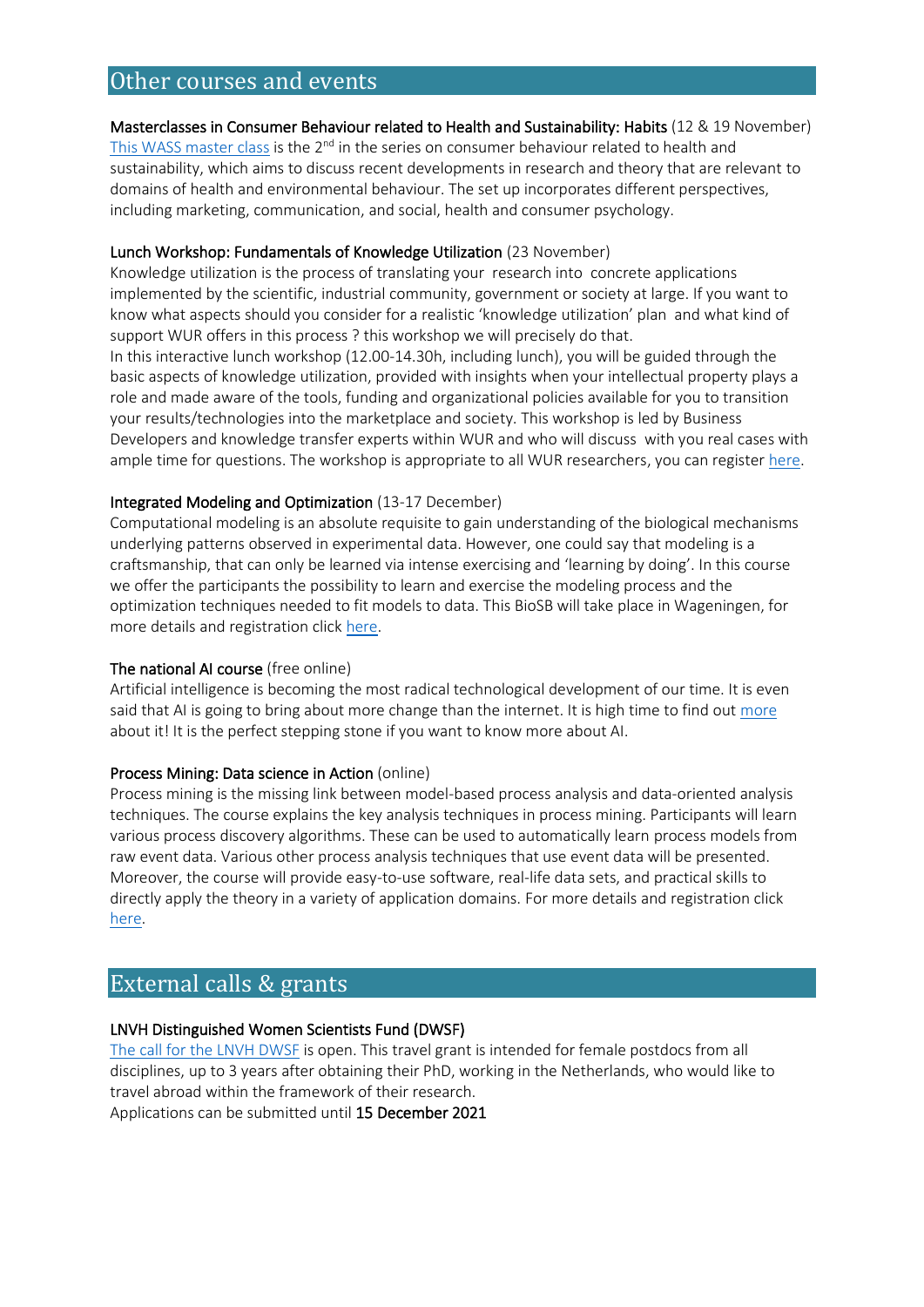## Other courses and events

**Masterclasses in Consumer Behaviour related to Health and Sustainability: Habits** (12 & 19 November)
This WASS master class is the 2nd in the series on consumer behaviour related to health and sustainability, which aims to discuss recent developments in research and theory that are relevant to domains of health and environmental behaviour. The set up incorporates different perspectives, including marketing, communication, and social, health and consumer psychology.

**Lunch Workshop: Fundamentals of Knowledge Utilization** (23 November)
Knowledge utilization is the process of translating your research into concrete applications implemented by the scientific, industrial community, government or society at large. If you want to know what aspects should you consider for a realistic 'knowledge utilization' plan and what kind of support WUR offers in this process ? this workshop we will precisely do that.
In this interactive lunch workshop (12.00-14.30h, including lunch), you will be guided through the basic aspects of knowledge utilization, provided with insights when your intellectual property plays a role and made aware of the tools, funding and organizational policies available for you to transition your results/technologies into the marketplace and society. This workshop is led by Business Developers and knowledge transfer experts within WUR and who will discuss with you real cases with ample time for questions. The workshop is appropriate to all WUR researchers, you can register here.

**Integrated Modeling and Optimization** (13-17 December)
Computational modeling is an absolute requisite to gain understanding of the biological mechanisms underlying patterns observed in experimental data. However, one could say that modeling is a craftsmanship, that can only be learned via intense exercising and 'learning by doing'. In this course we offer the participants the possibility to learn and exercise the modeling process and the optimization techniques needed to fit models to data. This BioSB will take place in Wageningen, for more details and registration click here.

**The national AI course** (free online)
Artificial intelligence is becoming the most radical technological development of our time. It is even said that AI is going to bring about more change than the internet. It is high time to find out more about it! It is the perfect stepping stone if you want to know more about AI.

**Process Mining: Data science in Action** (online)
Process mining is the missing link between model-based process analysis and data-oriented analysis techniques. The course explains the key analysis techniques in process mining. Participants will learn various process discovery algorithms. These can be used to automatically learn process models from raw event data. Various other process analysis techniques that use event data will be presented. Moreover, the course will provide easy-to-use software, real-life data sets, and practical skills to directly apply the theory in a variety of application domains. For more details and registration click here.

## External calls & grants

**LNVH Distinguished Women Scientists Fund (DWSF)**
The call for the LNVH DWSF is open. This travel grant is intended for female postdocs from all disciplines, up to 3 years after obtaining their PhD, working in the Netherlands, who would like to travel abroad within the framework of their research.
Applications can be submitted until **15 December 2021**